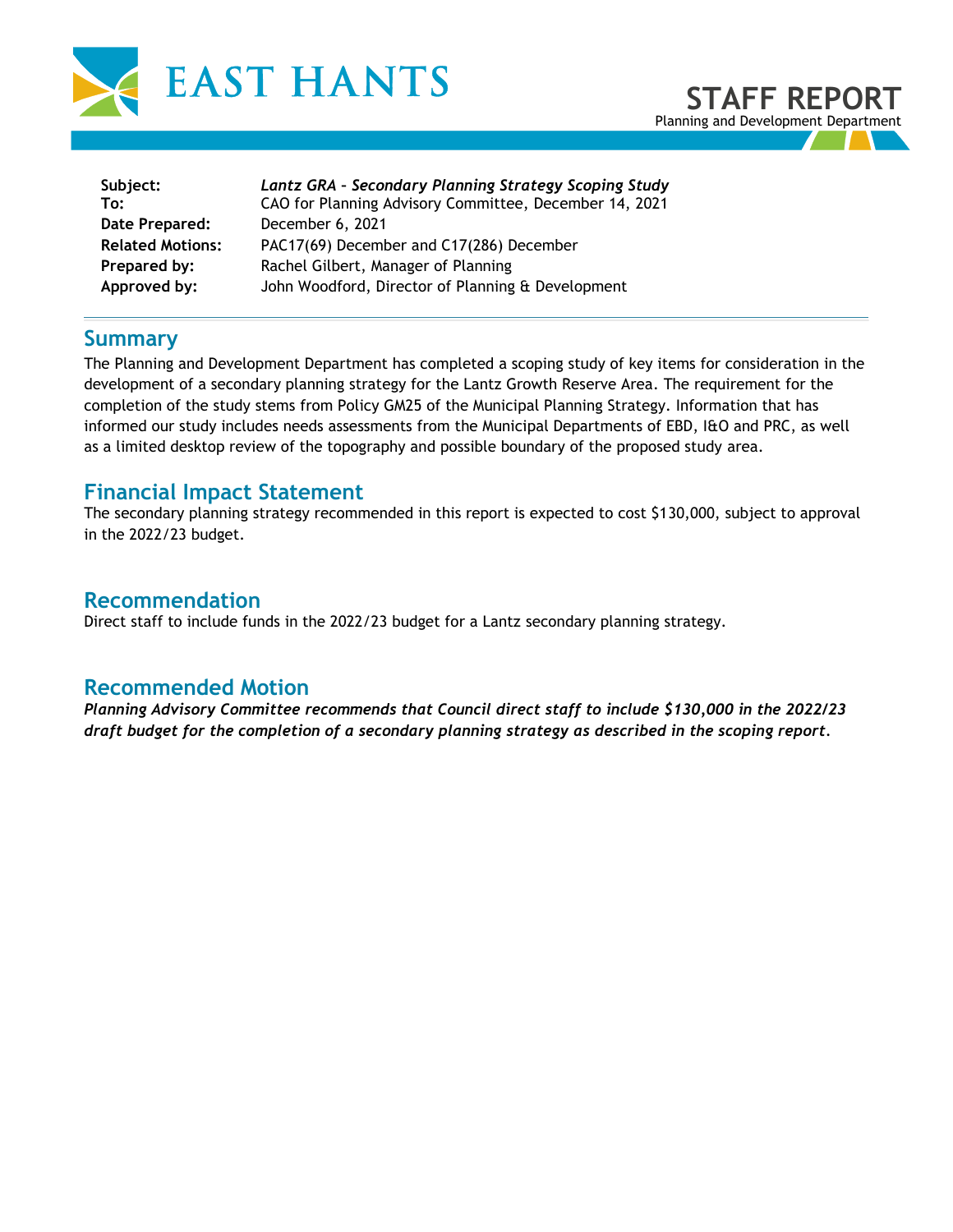# EAST HANTS

## STAFF REPORT
Planning and Development Department

**Subject:** *Lantz GRA - Secondary Planning Strategy Scoping Study*
**To:** CAO for Planning Advisory Committee, December 14, 2021
**Date Prepared:** December 6, 2021
**Related Motions:** PAC17(69) December and C17(286) December
**Prepared by:** Rachel Gilbert, Manager of Planning
**Approved by:** John Woodford, Director of Planning & Development

## Summary

The Planning and Development Department has completed a scoping study of key items for consideration in the development of a secondary planning strategy for the Lantz Growth Reserve Area. The requirement for the completion of the study stems from Policy GM25 of the Municipal Planning Strategy. Information that has informed our study includes needs assessments from the Municipal Departments of EBD, I&O and PRC, as well as a limited desktop review of the topography and possible boundary of the proposed study area.

## Financial Impact Statement

The secondary planning strategy recommended in this report is expected to cost $130,000, subject to approval in the 2022/23 budget.

## Recommendation

Direct staff to include funds in the 2022/23 budget for a Lantz secondary planning strategy.

## Recommended Motion

***Planning Advisory Committee recommends that Council direct staff to include $130,000 in the 2022/23 draft budget for the completion of a secondary planning strategy as described in the scoping report.***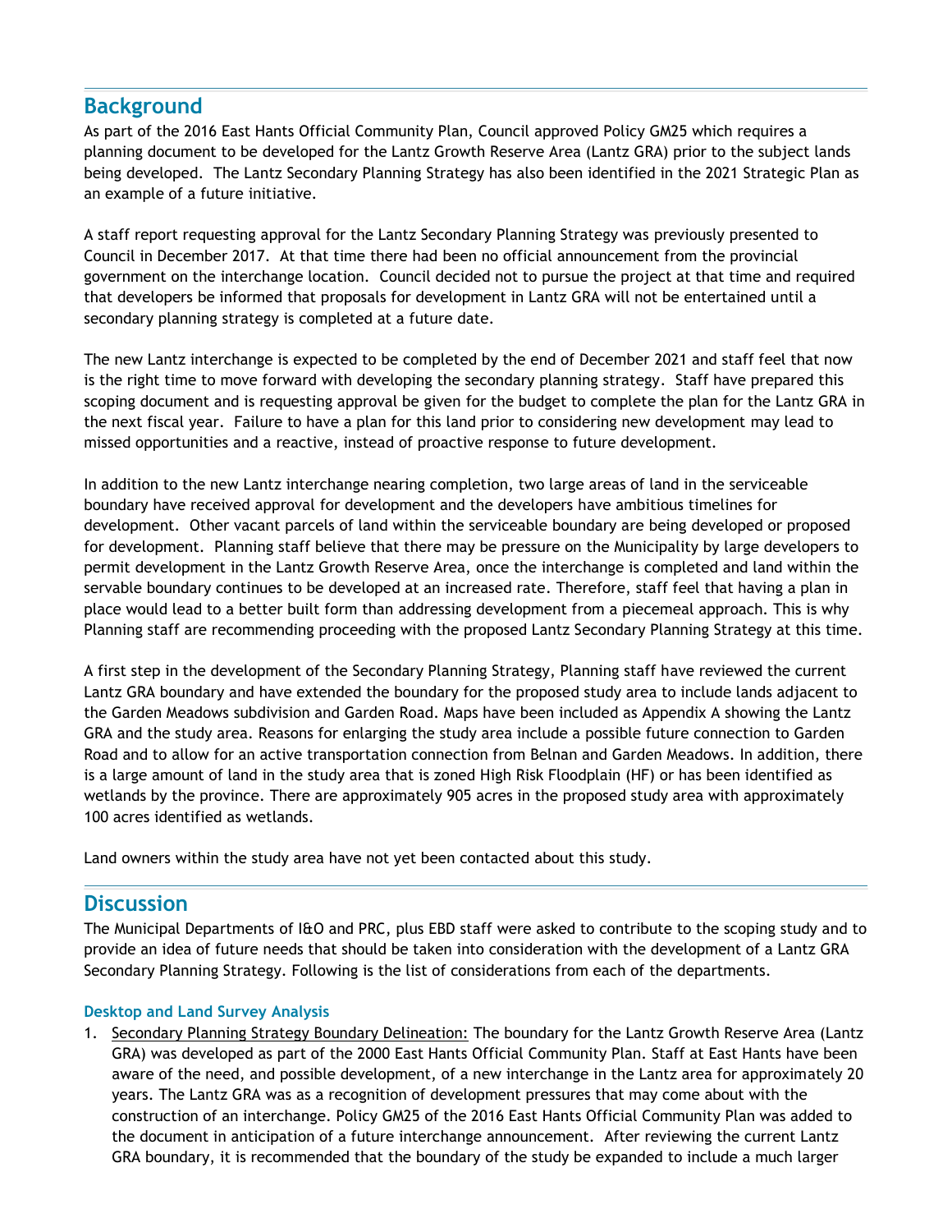## Background

As part of the 2016 East Hants Official Community Plan, Council approved Policy GM25 which requires a planning document to be developed for the Lantz Growth Reserve Area (Lantz GRA) prior to the subject lands being developed. The Lantz Secondary Planning Strategy has also been identified in the 2021 Strategic Plan as an example of a future initiative.

A staff report requesting approval for the Lantz Secondary Planning Strategy was previously presented to Council in December 2017. At that time there had been no official announcement from the provincial government on the interchange location. Council decided not to pursue the project at that time and required that developers be informed that proposals for development in Lantz GRA will not be entertained until a secondary planning strategy is completed at a future date.

The new Lantz interchange is expected to be completed by the end of December 2021 and staff feel that now is the right time to move forward with developing the secondary planning strategy. Staff have prepared this scoping document and is requesting approval be given for the budget to complete the plan for the Lantz GRA in the next fiscal year. Failure to have a plan for this land prior to considering new development may lead to missed opportunities and a reactive, instead of proactive response to future development.

In addition to the new Lantz interchange nearing completion, two large areas of land in the serviceable boundary have received approval for development and the developers have ambitious timelines for development. Other vacant parcels of land within the serviceable boundary are being developed or proposed for development. Planning staff believe that there may be pressure on the Municipality by large developers to permit development in the Lantz Growth Reserve Area, once the interchange is completed and land within the servable boundary continues to be developed at an increased rate. Therefore, staff feel that having a plan in place would lead to a better built form than addressing development from a piecemeal approach. This is why Planning staff are recommending proceeding with the proposed Lantz Secondary Planning Strategy at this time.

A first step in the development of the Secondary Planning Strategy, Planning staff have reviewed the current Lantz GRA boundary and have extended the boundary for the proposed study area to include lands adjacent to the Garden Meadows subdivision and Garden Road. Maps have been included as Appendix A showing the Lantz GRA and the study area. Reasons for enlarging the study area include a possible future connection to Garden Road and to allow for an active transportation connection from Belnan and Garden Meadows. In addition, there is a large amount of land in the study area that is zoned High Risk Floodplain (HF) or has been identified as wetlands by the province. There are approximately 905 acres in the proposed study area with approximately 100 acres identified as wetlands.

Land owners within the study area have not yet been contacted about this study.

## Discussion

The Municipal Departments of I&O and PRC, plus EBD staff were asked to contribute to the scoping study and to provide an idea of future needs that should be taken into consideration with the development of a Lantz GRA Secondary Planning Strategy. Following is the list of considerations from each of the departments.

### Desktop and Land Survey Analysis

1. Secondary Planning Strategy Boundary Delineation: The boundary for the Lantz Growth Reserve Area (Lantz GRA) was developed as part of the 2000 East Hants Official Community Plan. Staff at East Hants have been aware of the need, and possible development, of a new interchange in the Lantz area for approximately 20 years. The Lantz GRA was as a recognition of development pressures that may come about with the construction of an interchange. Policy GM25 of the 2016 East Hants Official Community Plan was added to the document in anticipation of a future interchange announcement. After reviewing the current Lantz GRA boundary, it is recommended that the boundary of the study be expanded to include a much larger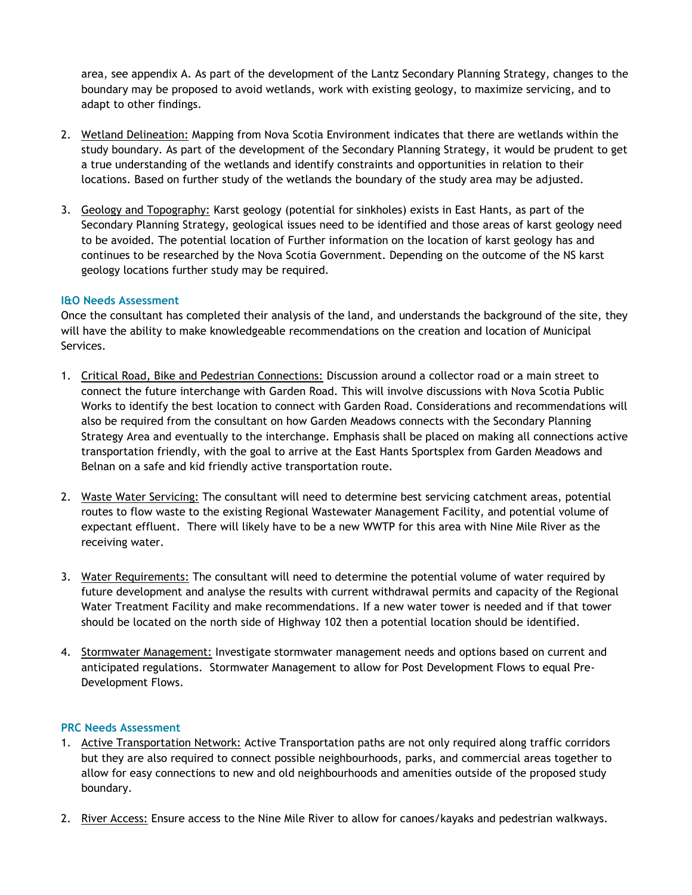area, see appendix A. As part of the development of the Lantz Secondary Planning Strategy, changes to the boundary may be proposed to avoid wetlands, work with existing geology, to maximize servicing, and to adapt to other findings.

2. Wetland Delineation: Mapping from Nova Scotia Environment indicates that there are wetlands within the study boundary. As part of the development of the Secondary Planning Strategy, it would be prudent to get a true understanding of the wetlands and identify constraints and opportunities in relation to their locations. Based on further study of the wetlands the boundary of the study area may be adjusted.

3. Geology and Topography: Karst geology (potential for sinkholes) exists in East Hants, as part of the Secondary Planning Strategy, geological issues need to be identified and those areas of karst geology need to be avoided. The potential location of Further information on the location of karst geology has and continues to be researched by the Nova Scotia Government. Depending on the outcome of the NS karst geology locations further study may be required.

### I&O Needs Assessment

Once the consultant has completed their analysis of the land, and understands the background of the site, they will have the ability to make knowledgeable recommendations on the creation and location of Municipal Services.

1. Critical Road, Bike and Pedestrian Connections: Discussion around a collector road or a main street to connect the future interchange with Garden Road. This will involve discussions with Nova Scotia Public Works to identify the best location to connect with Garden Road. Considerations and recommendations will also be required from the consultant on how Garden Meadows connects with the Secondary Planning Strategy Area and eventually to the interchange. Emphasis shall be placed on making all connections active transportation friendly, with the goal to arrive at the East Hants Sportsplex from Garden Meadows and Belnan on a safe and kid friendly active transportation route.

2. Waste Water Servicing: The consultant will need to determine best servicing catchment areas, potential routes to flow waste to the existing Regional Wastewater Management Facility, and potential volume of expectant effluent. There will likely have to be a new WWTP for this area with Nine Mile River as the receiving water.

3. Water Requirements: The consultant will need to determine the potential volume of water required by future development and analyse the results with current withdrawal permits and capacity of the Regional Water Treatment Facility and make recommendations. If a new water tower is needed and if that tower should be located on the north side of Highway 102 then a potential location should be identified.

4. Stormwater Management: Investigate stormwater management needs and options based on current and anticipated regulations. Stormwater Management to allow for Post Development Flows to equal Pre-Development Flows.

### PRC Needs Assessment

1. Active Transportation Network: Active Transportation paths are not only required along traffic corridors but they are also required to connect possible neighbourhoods, parks, and commercial areas together to allow for easy connections to new and old neighbourhoods and amenities outside of the proposed study boundary.

2. River Access: Ensure access to the Nine Mile River to allow for canoes/kayaks and pedestrian walkways.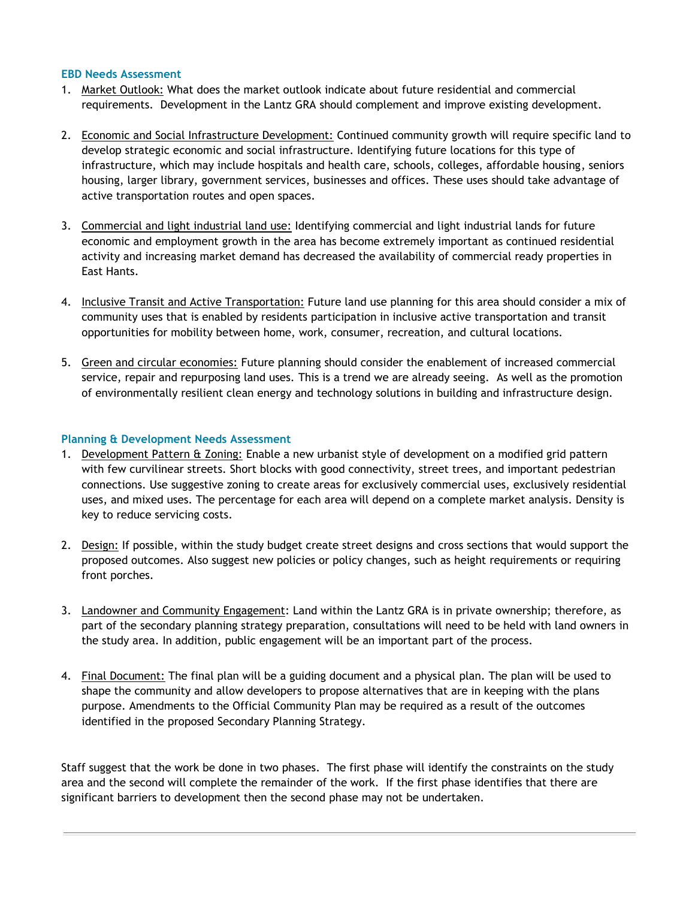### EBD Needs Assessment

1. Market Outlook: What does the market outlook indicate about future residential and commercial requirements. Development in the Lantz GRA should complement and improve existing development.

2. Economic and Social Infrastructure Development: Continued community growth will require specific land to develop strategic economic and social infrastructure. Identifying future locations for this type of infrastructure, which may include hospitals and health care, schools, colleges, affordable housing, seniors housing, larger library, government services, businesses and offices. These uses should take advantage of active transportation routes and open spaces.

3. Commercial and light industrial land use: Identifying commercial and light industrial lands for future economic and employment growth in the area has become extremely important as continued residential activity and increasing market demand has decreased the availability of commercial ready properties in East Hants.

4. Inclusive Transit and Active Transportation: Future land use planning for this area should consider a mix of community uses that is enabled by residents participation in inclusive active transportation and transit opportunities for mobility between home, work, consumer, recreation, and cultural locations.

5. Green and circular economies: Future planning should consider the enablement of increased commercial service, repair and repurposing land uses. This is a trend we are already seeing. As well as the promotion of environmentally resilient clean energy and technology solutions in building and infrastructure design.

### Planning & Development Needs Assessment

1. Development Pattern & Zoning: Enable a new urbanist style of development on a modified grid pattern with few curvilinear streets. Short blocks with good connectivity, street trees, and important pedestrian connections. Use suggestive zoning to create areas for exclusively commercial uses, exclusively residential uses, and mixed uses. The percentage for each area will depend on a complete market analysis. Density is key to reduce servicing costs.

2. Design: If possible, within the study budget create street designs and cross sections that would support the proposed outcomes. Also suggest new policies or policy changes, such as height requirements or requiring front porches.

3. Landowner and Community Engagement: Land within the Lantz GRA is in private ownership; therefore, as part of the secondary planning strategy preparation, consultations will need to be held with land owners in the study area. In addition, public engagement will be an important part of the process.

4. Final Document: The final plan will be a guiding document and a physical plan. The plan will be used to shape the community and allow developers to propose alternatives that are in keeping with the plans purpose. Amendments to the Official Community Plan may be required as a result of the outcomes identified in the proposed Secondary Planning Strategy.

Staff suggest that the work be done in two phases. The first phase will identify the constraints on the study area and the second will complete the remainder of the work. If the first phase identifies that there are significant barriers to development then the second phase may not be undertaken.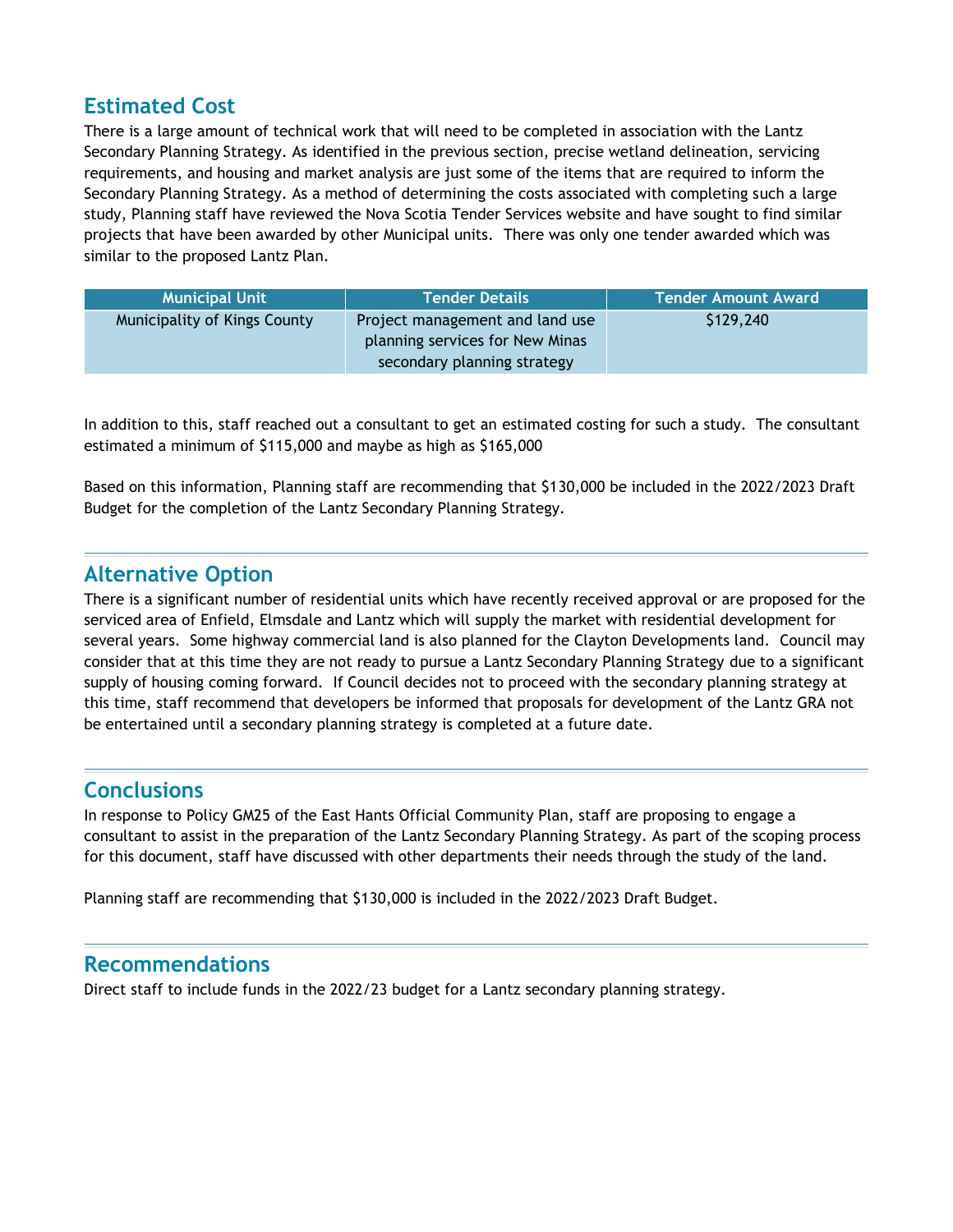## Estimated Cost

There is a large amount of technical work that will need to be completed in association with the Lantz Secondary Planning Strategy. As identified in the previous section, precise wetland delineation, servicing requirements, and housing and market analysis are just some of the items that are required to inform the Secondary Planning Strategy. As a method of determining the costs associated with completing such a large study, Planning staff have reviewed the Nova Scotia Tender Services website and have sought to find similar projects that have been awarded by other Municipal units. There was only one tender awarded which was similar to the proposed Lantz Plan.

| Municipal Unit | Tender Details | Tender Amount Award |
| --- | --- | --- |
| Municipality of Kings County | Project management and land use planning services for New Minas secondary planning strategy | $129,240 |

In addition to this, staff reached out a consultant to get an estimated costing for such a study. The consultant estimated a minimum of $115,000 and maybe as high as $165,000

Based on this information, Planning staff are recommending that $130,000 be included in the 2022/2023 Draft Budget for the completion of the Lantz Secondary Planning Strategy.

## Alternative Option

There is a significant number of residential units which have recently received approval or are proposed for the serviced area of Enfield, Elmsdale and Lantz which will supply the market with residential development for several years. Some highway commercial land is also planned for the Clayton Developments land. Council may consider that at this time they are not ready to pursue a Lantz Secondary Planning Strategy due to a significant supply of housing coming forward. If Council decides not to proceed with the secondary planning strategy at this time, staff recommend that developers be informed that proposals for development of the Lantz GRA not be entertained until a secondary planning strategy is completed at a future date.

## Conclusions

In response to Policy GM25 of the East Hants Official Community Plan, staff are proposing to engage a consultant to assist in the preparation of the Lantz Secondary Planning Strategy. As part of the scoping process for this document, staff have discussed with other departments their needs through the study of the land.

Planning staff are recommending that $130,000 is included in the 2022/2023 Draft Budget.

## Recommendations

Direct staff to include funds in the 2022/23 budget for a Lantz secondary planning strategy.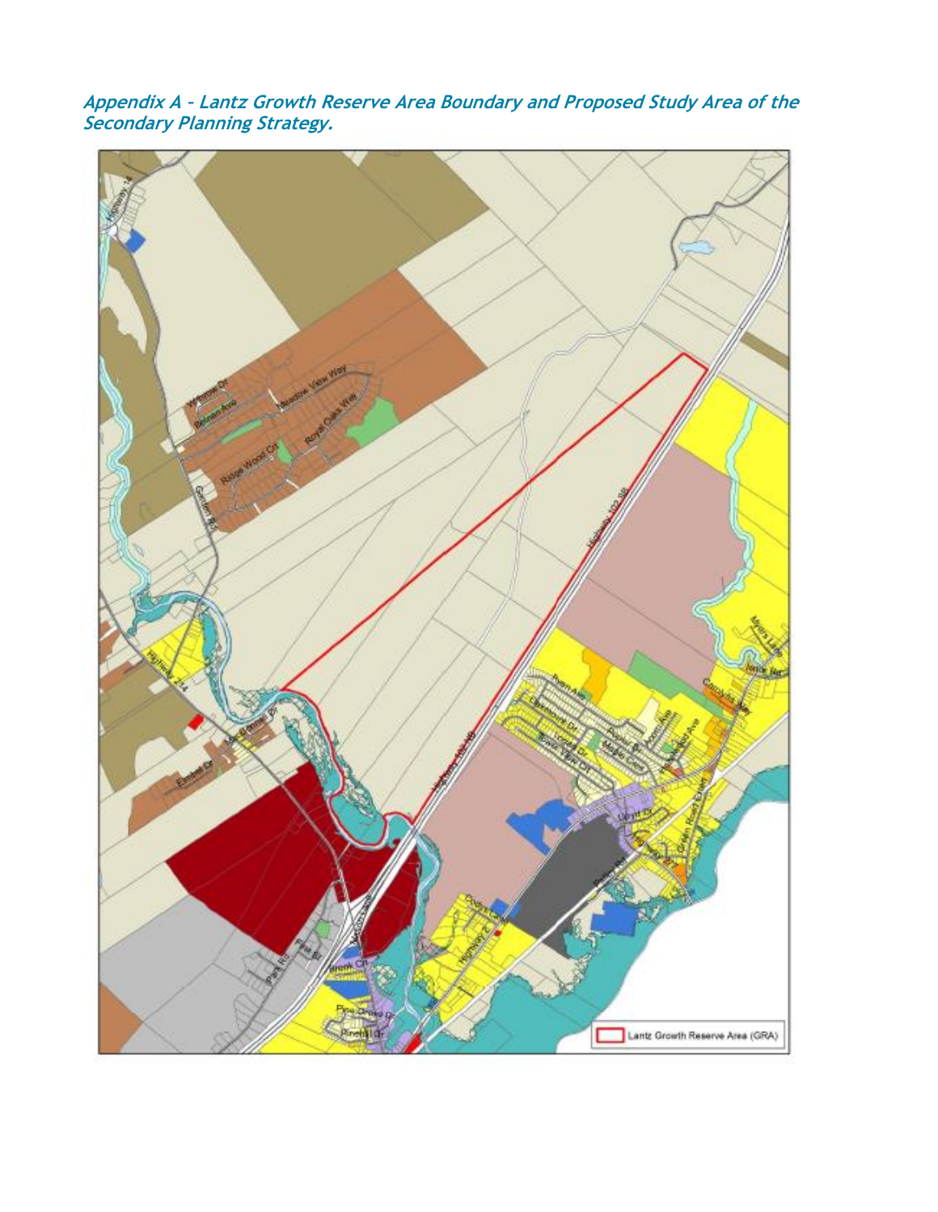***Appendix A - Lantz Growth Reserve Area Boundary and Proposed Study Area of the Secondary Planning Strategy.***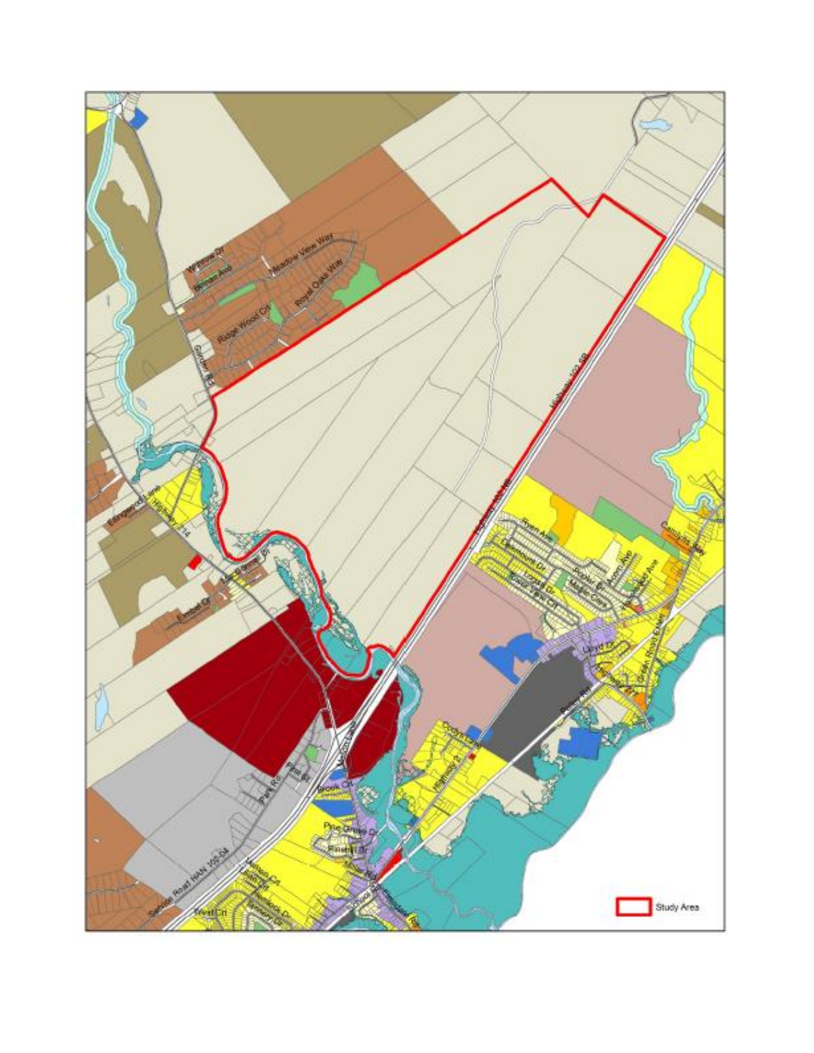Winslow Dr

Bellman Ave

Meadow View Way

Royal Oaks Way

Ridge Wood Crt

Garden Rd

Edgewood Lane

Highway 14

Highway 102 SB

Highway 102 NB

Ryan Ave

Lloyd Dr

Park Rd

Pine Grove Dr

West Crt

Study Area